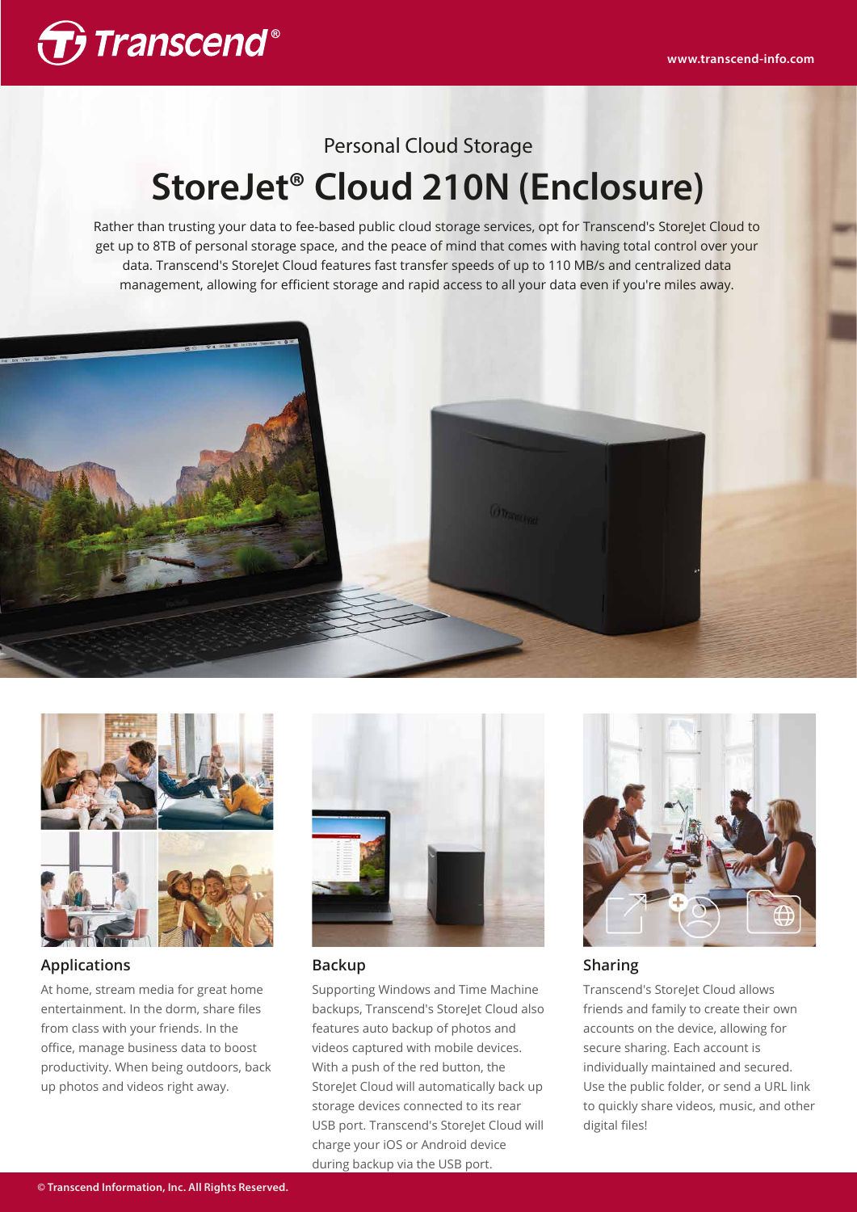Personal Cloud Storage

# StoreJet® Cloud 210N (Enclosure)

Rather than trusting your data to fee-based public cloud storage services, opt for Transcend's StoreJet Cloud to get up to 8TB of personal storage space, and the peace of mind that comes with having total control over your data. Transcend's StoreJet Cloud features fast transfer speeds of up to 110 MB/s and centralized data management, allowing for efficient storage and rapid access to all your data even if you're miles away.

## Applications

At home, stream media for great home entertainment. In the dorm, share files from class with your friends. In the office, manage business data to boost productivity. When being outdoors, back up photos and videos right away.

## Backup

Supporting Windows and Time Machine backups, Transcend's StoreJet Cloud also features auto backup of photos and videos captured with mobile devices. With a push of the red button, the StoreJet Cloud will automatically back up storage devices connected to its rear USB port. Transcend's StoreJet Cloud will charge your iOS or Android device during backup via the USB port.

## Sharing

Transcend's StoreJet Cloud allows friends and family to create their own accounts on the device, allowing for secure sharing. Each account is individually maintained and secured. Use the public folder, or send a URL link to quickly share videos, music, and other digital files!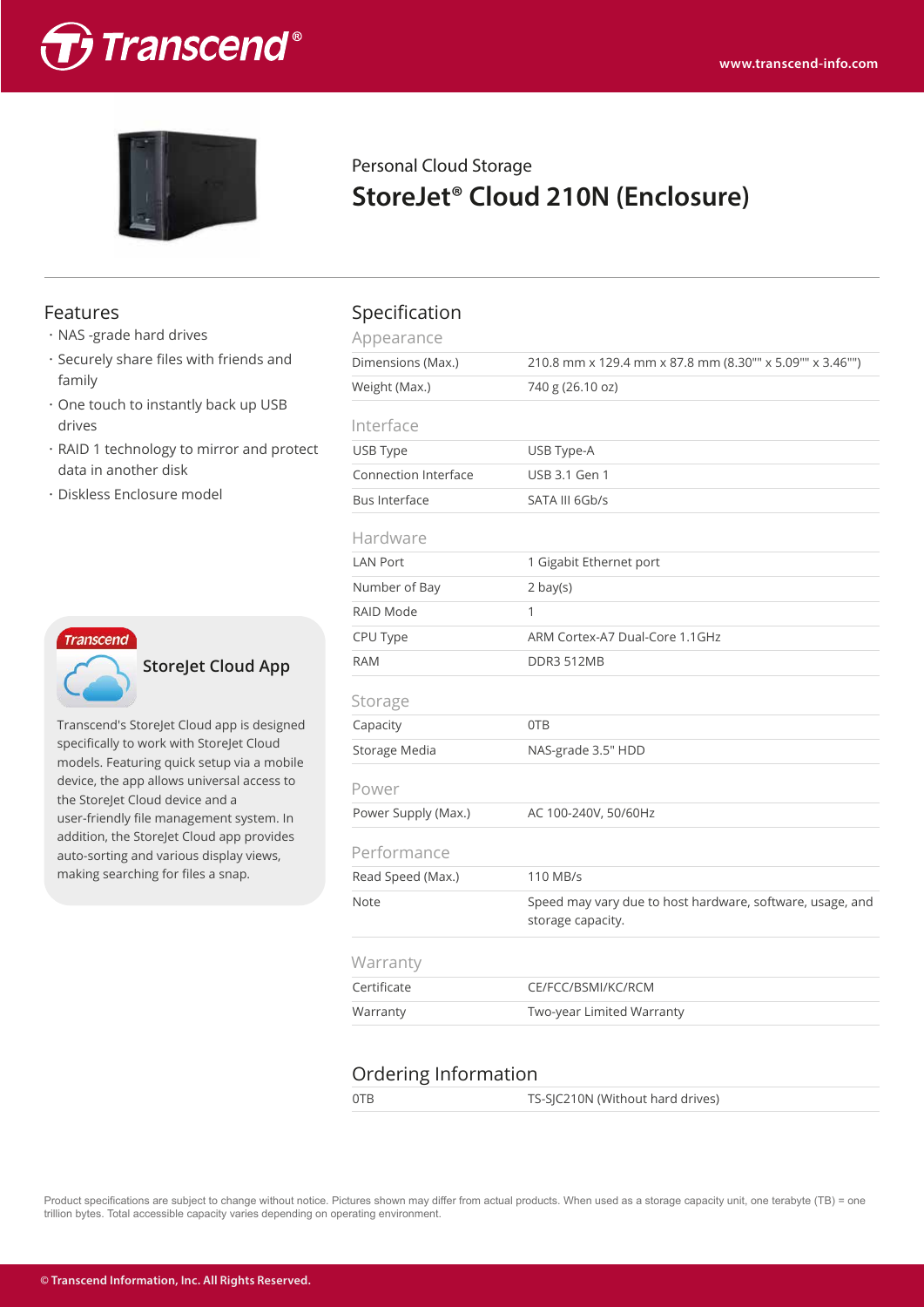Personal Cloud Storage

# StoreJet® Cloud 210N (Enclosure)

## Features

- NAS -grade hard drives
- Securely share files with friends and family
- One touch to instantly back up USB drives
- RAID 1 technology to mirror and protect data in another disk
- Diskless Enclosure model

### StoreJet Cloud App

Transcend's StoreJet Cloud app is designed specifically to work with StoreJet Cloud models. Featuring quick setup via a mobile device, the app allows universal access to the StoreJet Cloud device and a user-friendly file management system. In addition, the StoreJet Cloud app provides auto-sorting and various display views, making searching for files a snap.

## Specification

### Appearance

| | |
|---|---|
| Dimensions (Max.) | 210.8 mm x 129.4 mm x 87.8 mm (8.30"" x 5.09"" x 3.46"") |
| Weight (Max.) | 740 g (26.10 oz) |

### Interface

| | |
|---|---|
| USB Type | USB Type-A |
| Connection Interface | USB 3.1 Gen 1 |
| Bus Interface | SATA III 6Gb/s |

### Hardware

| | |
|---|---|
| LAN Port | 1 Gigabit Ethernet port |
| Number of Bay | 2 bay(s) |
| RAID Mode | 1 |
| CPU Type | ARM Cortex-A7 Dual-Core 1.1GHz |
| RAM | DDR3 512MB |

### Storage

| | |
|---|---|
| Capacity | 0TB |
| Storage Media | NAS-grade 3.5" HDD |

### Power

| | |
|---|---|
| Power Supply (Max.) | AC 100-240V, 50/60Hz |

### Performance

| | |
|---|---|
| Read Speed (Max.) | 110 MB/s |
| Note | Speed may vary due to host hardware, software, usage, and storage capacity. |

### Warranty

| | |
|---|---|
| Certificate | CE/FCC/BSMI/KC/RCM |
| Warranty | Two-year Limited Warranty |

## Ordering Information

| | |
|---|---|
| 0TB | TS-SJC210N (Without hard drives) |

Product specifications are subject to change without notice. Pictures shown may differ from actual products. When used as a storage capacity unit, one terabyte (TB) = one trillion bytes. Total accessible capacity varies depending on operating environment.